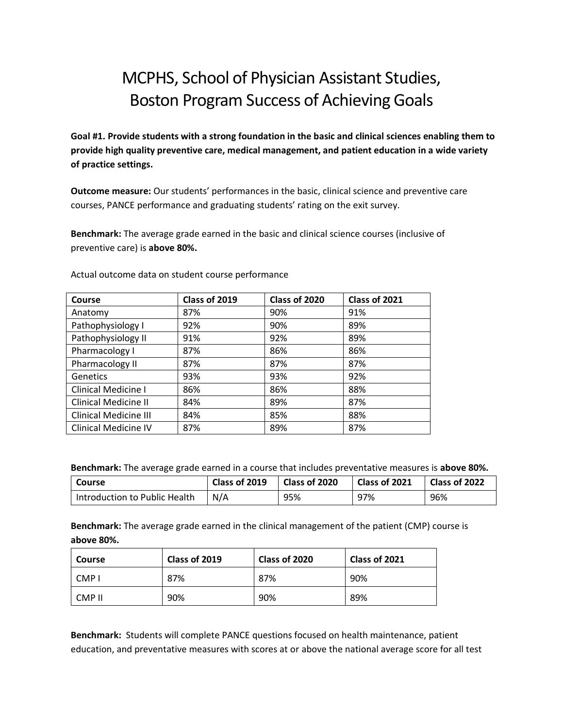# MCPHS, School of Physician Assistant Studies, Boston Program Success of Achieving Goals

**Goal #1. Provide students with a strong foundation in the basic and clinical sciences enabling them to provide high quality preventive care, medical management, and patient education in a wide variety of practice settings.**

**Outcome measure:** Our students' performances in the basic, clinical science and preventive care courses, PANCE performance and graduating students' rating on the exit survey.

**Benchmark:** The average grade earned in the basic and clinical science courses (inclusive of preventive care) is **above 80%.**

Actual outcome data on student course performance

| Course | Class of 2019 | Class of 2020 | Class of 2021 |
|---|---|---|---|
| Anatomy | 87% | 90% | 91% |
| Pathophysiology I | 92% | 90% | 89% |
| Pathophysiology II | 91% | 92% | 89% |
| Pharmacology I | 87% | 86% | 86% |
| Pharmacology II | 87% | 87% | 87% |
| Genetics | 93% | 93% | 92% |
| Clinical Medicine I | 86% | 86% | 88% |
| Clinical Medicine II | 84% | 89% | 87% |
| Clinical Medicine III | 84% | 85% | 88% |
| Clinical Medicine IV | 87% | 89% | 87% |

**Benchmark:** The average grade earned in a course that includes preventative measures is **above 80%.**

| Course | Class of 2019 | Class of 2020 | Class of 2021 | Class of 2022 |
|---|---|---|---|---|
| Introduction to Public Health | N/A | 95% | 97% | 96% |

**Benchmark:** The average grade earned in the clinical management of the patient (CMP) course is **above 80%.**

| Course | Class of 2019 | Class of 2020 | Class of 2021 |
|---|---|---|---|
| CMP I | 87% | 87% | 90% |
| CMP II | 90% | 90% | 89% |

**Benchmark:** Students will complete PANCE questions focused on health maintenance, patient education, and preventative measures with scores at or above the national average score for all test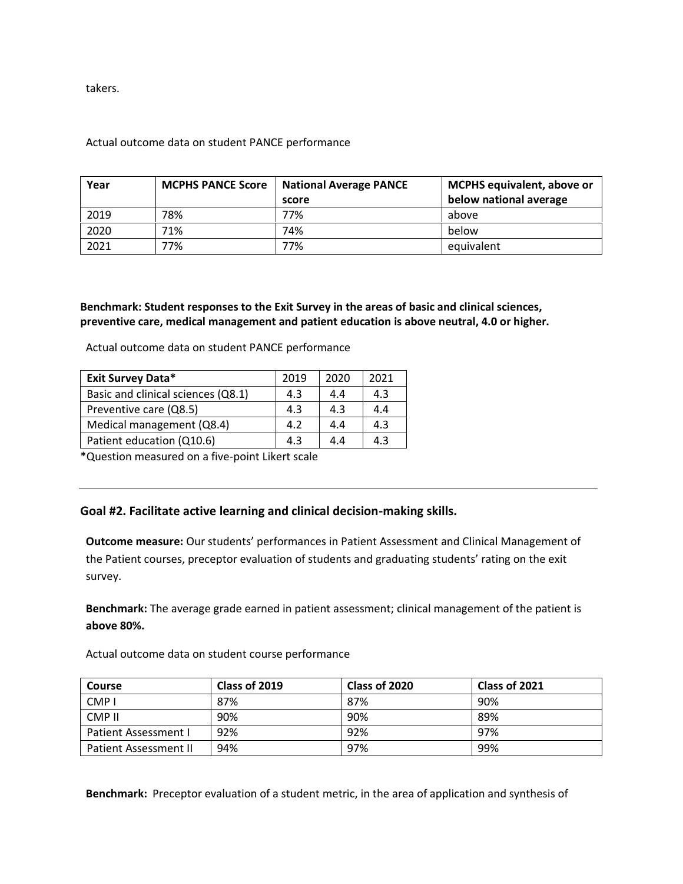takers.

Actual outcome data on student PANCE performance

| Year | MCPHS PANCE Score | National Average PANCE score | MCPHS equivalent, above or below national average |
|---|---|---|---|
| 2019 | 78% | 77% | above |
| 2020 | 71% | 74% | below |
| 2021 | 77% | 77% | equivalent |

**Benchmark: Student responses to the Exit Survey in the areas of basic and clinical sciences, preventive care, medical management and patient education is above neutral, 4.0 or higher.**

Actual outcome data on student PANCE performance

| Exit Survey Data* | 2019 | 2020 | 2021 |
|---|---|---|---|
| Basic and clinical sciences (Q8.1) | 4.3 | 4.4 | 4.3 |
| Preventive care (Q8.5) | 4.3 | 4.3 | 4.4 |
| Medical management (Q8.4) | 4.2 | 4.4 | 4.3 |
| Patient education (Q10.6) | 4.3 | 4.4 | 4.3 |

*Question measured on a five-point Likert scale

---

## Goal #2. Facilitate active learning and clinical decision-making skills.

**Outcome measure:** Our students' performances in Patient Assessment and Clinical Management of the Patient courses, preceptor evaluation of students and graduating students' rating on the exit survey.

**Benchmark:** The average grade earned in patient assessment; clinical management of the patient is **above 80%.**

Actual outcome data on student course performance

| Course | Class of 2019 | Class of 2020 | Class of 2021 |
|---|---|---|---|
| CMP I | 87% | 87% | 90% |
| CMP II | 90% | 90% | 89% |
| Patient Assessment I | 92% | 92% | 97% |
| Patient Assessment II | 94% | 97% | 99% |

**Benchmark:** Preceptor evaluation of a student metric, in the area of application and synthesis of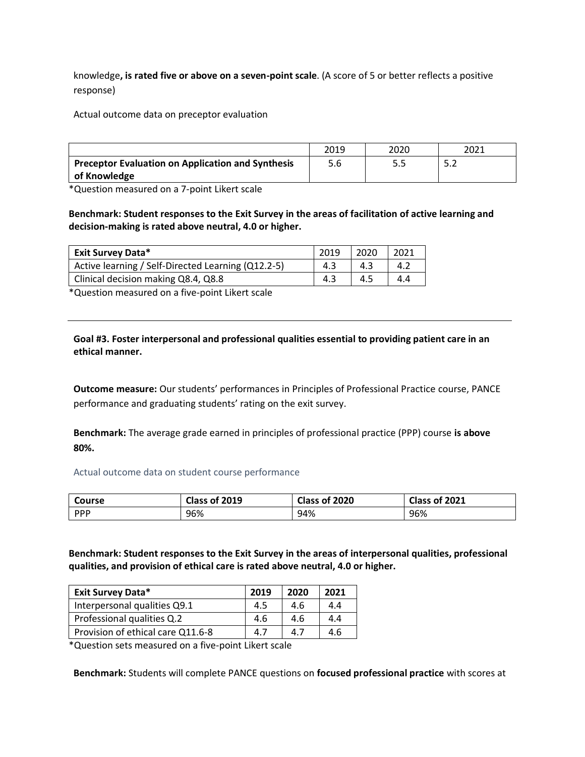knowledge**, is rated five or above on a seven-point scale**. (A score of 5 or better reflects a positive response)

Actual outcome data on preceptor evaluation

| | 2019 | 2020 | 2021 |
|---|---|---|---|
| **Preceptor Evaluation on Application and Synthesis of Knowledge** | 5.6 | 5.5 | 5.2 |

*Question measured on a 7-point Likert scale

**Benchmark: Student responses to the Exit Survey in the areas of facilitation of active learning and decision-making is rated above neutral, 4.0 or higher.**

| **Exit Survey Data*** | 2019 | 2020 | 2021 |
|---|---|---|---|
| Active learning / Self-Directed Learning (Q12.2-5) | 4.3 | 4.3 | 4.2 |
| Clinical decision making Q8.4, Q8.8 | 4.3 | 4.5 | 4.4 |

*Question measured on a five-point Likert scale

---

**Goal #3. Foster interpersonal and professional qualities essential to providing patient care in an ethical manner.**

**Outcome measure:** Our students' performances in Principles of Professional Practice course, PANCE performance and graduating students' rating on the exit survey.

**Benchmark:** The average grade earned in principles of professional practice (PPP) course **is above 80%.**

Actual outcome data on student course performance

| **Course** | **Class of 2019** | **Class of 2020** | **Class of 2021** |
|---|---|---|---|
| PPP | 96% | 94% | 96% |

**Benchmark: Student responses to the Exit Survey in the areas of interpersonal qualities, professional qualities, and provision of ethical care is rated above neutral, 4.0 or higher.**

| **Exit Survey Data*** | **2019** | **2020** | **2021** |
|---|---|---|---|
| Interpersonal qualities Q9.1 | 4.5 | 4.6 | 4.4 |
| Professional qualities Q.2 | 4.6 | 4.6 | 4.4 |
| Provision of ethical care Q11.6-8 | 4.7 | 4.7 | 4.6 |

*Question sets measured on a five-point Likert scale

**Benchmark:** Students will complete PANCE questions on **focused professional practice** with scores at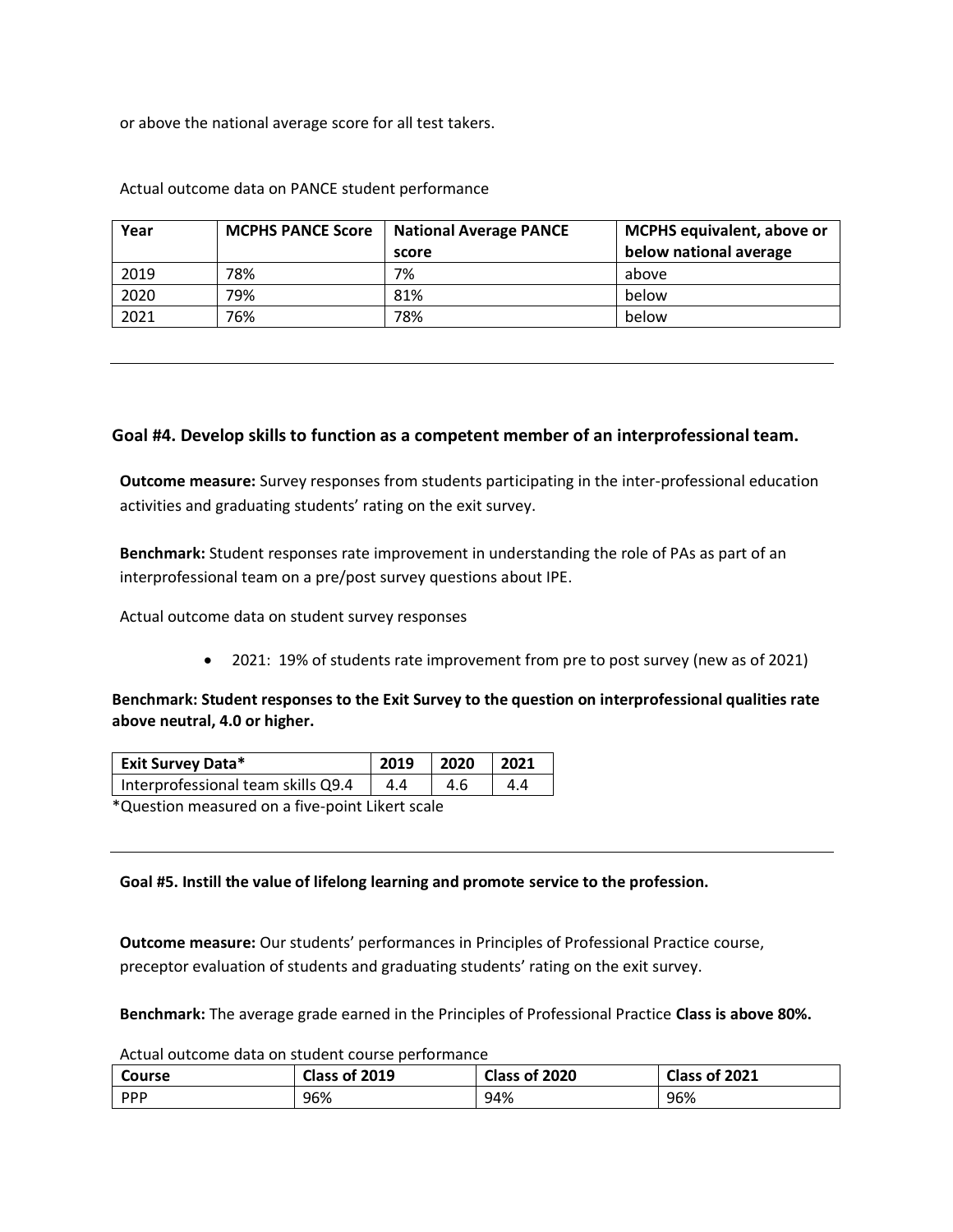or above the national average score for all test takers.

Actual outcome data on PANCE student performance

| Year | MCPHS PANCE Score | National Average PANCE score | MCPHS equivalent, above or below national average |
|---|---|---|---|
| 2019 | 78% | 7% | above |
| 2020 | 79% | 81% | below |
| 2021 | 76% | 78% | below |

---

## Goal #4. Develop skills to function as a competent member of an interprofessional team.

**Outcome measure:** Survey responses from students participating in the inter-professional education activities and graduating students' rating on the exit survey.

**Benchmark:** Student responses rate improvement in understanding the role of PAs as part of an interprofessional team on a pre/post survey questions about IPE.

Actual outcome data on student survey responses

- 2021: 19% of students rate improvement from pre to post survey (new as of 2021)

**Benchmark: Student responses to the Exit Survey to the question on interprofessional qualities rate above neutral, 4.0 or higher.**

| Exit Survey Data* | 2019 | 2020 | 2021 |
|---|---|---|---|
| Interprofessional team skills Q9.4 | 4.4 | 4.6 | 4.4 |

*Question measured on a five-point Likert scale

---

**Goal #5. Instill the value of lifelong learning and promote service to the profession.**

**Outcome measure:** Our students' performances in Principles of Professional Practice course, preceptor evaluation of students and graduating students' rating on the exit survey.

**Benchmark:** The average grade earned in the Principles of Professional Practice **Class is above 80%.**

Actual outcome data on student course performance

| Course | Class of 2019 | Class of 2020 | Class of 2021 |
|---|---|---|---|
| PPP | 96% | 94% | 96% |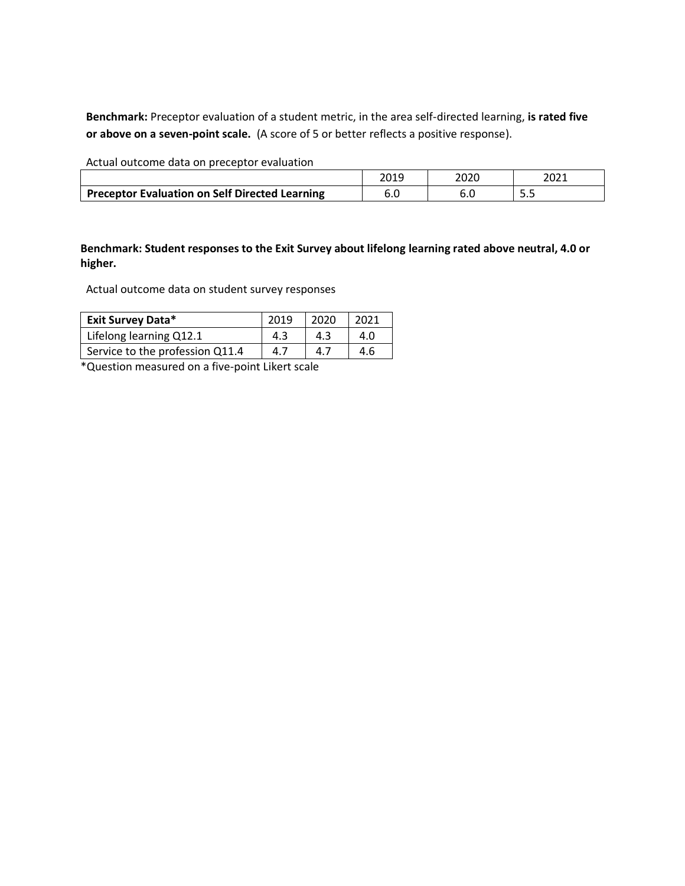**Benchmark:** Preceptor evaluation of a student metric, in the area self-directed learning, **is rated five or above on a seven-point scale.** (A score of 5 or better reflects a positive response).

Actual outcome data on preceptor evaluation

| | 2019 | 2020 | 2021 |
|---|---|---|---|
| **Preceptor Evaluation on Self Directed Learning** | 6.0 | 6.0 | 5.5 |

**Benchmark: Student responses to the Exit Survey about lifelong learning rated above neutral, 4.0 or higher.**

Actual outcome data on student survey responses

| **Exit Survey Data*** | 2019 | 2020 | 2021 |
|---|---|---|---|
| Lifelong learning Q12.1 | 4.3 | 4.3 | 4.0 |
| Service to the profession Q11.4 | 4.7 | 4.7 | 4.6 |

*Question measured on a five-point Likert scale